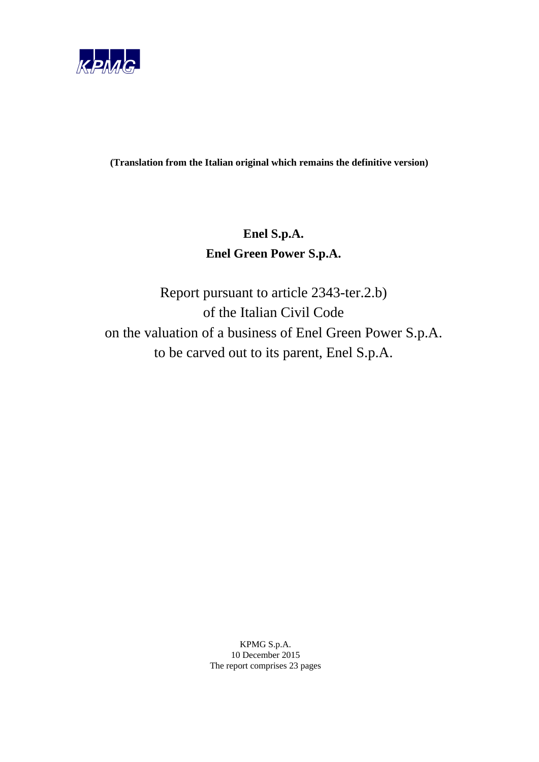KPMG

**(Translation from the Italian original which remains the definitive version)**

**Enel S.p.A.**

**Enel Green Power S.p.A.**

# Report pursuant to article 2343-ter.2.b) of the Italian Civil Code on the valuation of a business of Enel Green Power S.p.A. to be carved out to its parent, Enel S.p.A.

KPMG S.p.A.
10 December 2015
The report comprises 23 pages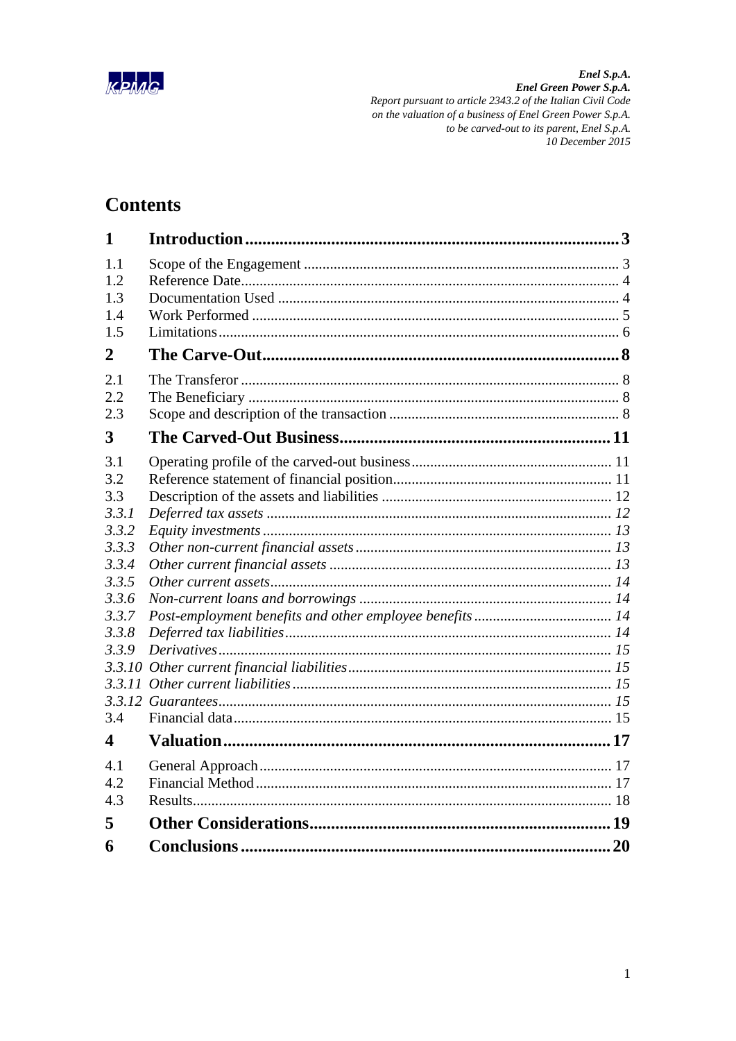# Contents

| | | |
|---|---|---|
| **1** | **Introduction** | **3** |
| 1.1 | Scope of the Engagement | 3 |
| 1.2 | Reference Date | 4 |
| 1.3 | Documentation Used | 4 |
| 1.4 | Work Performed | 5 |
| 1.5 | Limitations | 6 |
| **2** | **The Carve-Out** | **8** |
| 2.1 | The Transferor | 8 |
| 2.2 | The Beneficiary | 8 |
| 2.3 | Scope and description of the transaction | 8 |
| **3** | **The Carved-Out Business** | **11** |
| 3.1 | Operating profile of the carved-out business | 11 |
| 3.2 | Reference statement of financial position | 11 |
| 3.3 | Description of the assets and liabilities | 12 |
| *3.3.1* | *Deferred tax assets* | *12* |
| *3.3.2* | *Equity investments* | *13* |
| *3.3.3* | *Other non-current financial assets* | *13* |
| *3.3.4* | *Other current financial assets* | *13* |
| *3.3.5* | *Other current assets* | *14* |
| *3.3.6* | *Non-current loans and borrowings* | *14* |
| *3.3.7* | *Post-employment benefits and other employee benefits* | *14* |
| *3.3.8* | *Deferred tax liabilities* | *14* |
| *3.3.9* | *Derivatives* | *15* |
| *3.3.10* | *Other current financial liabilities* | *15* |
| *3.3.11* | *Other current liabilities* | *15* |
| *3.3.12* | *Guarantees* | *15* |
| 3.4 | Financial data | 15 |
| **4** | **Valuation** | **17** |
| 4.1 | General Approach | 17 |
| 4.2 | Financial Method | 17 |
| 4.3 | Results | 18 |
| **5** | **Other Considerations** | **19** |
| **6** | **Conclusions** | **20** |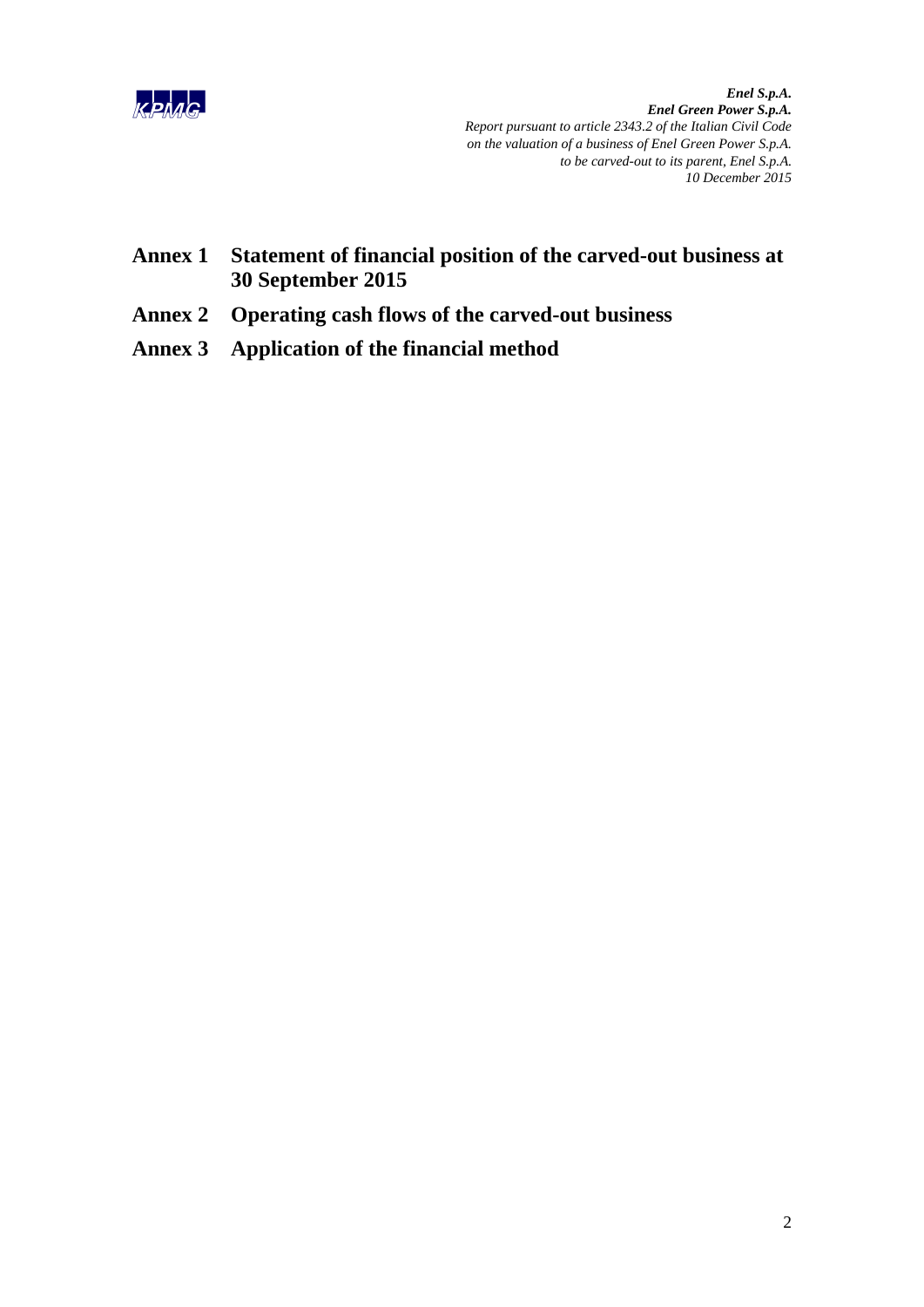**Annex 1 Statement of financial position of the carved-out business at 30 September 2015**

**Annex 2 Operating cash flows of the carved-out business**

**Annex 3 Application of the financial method**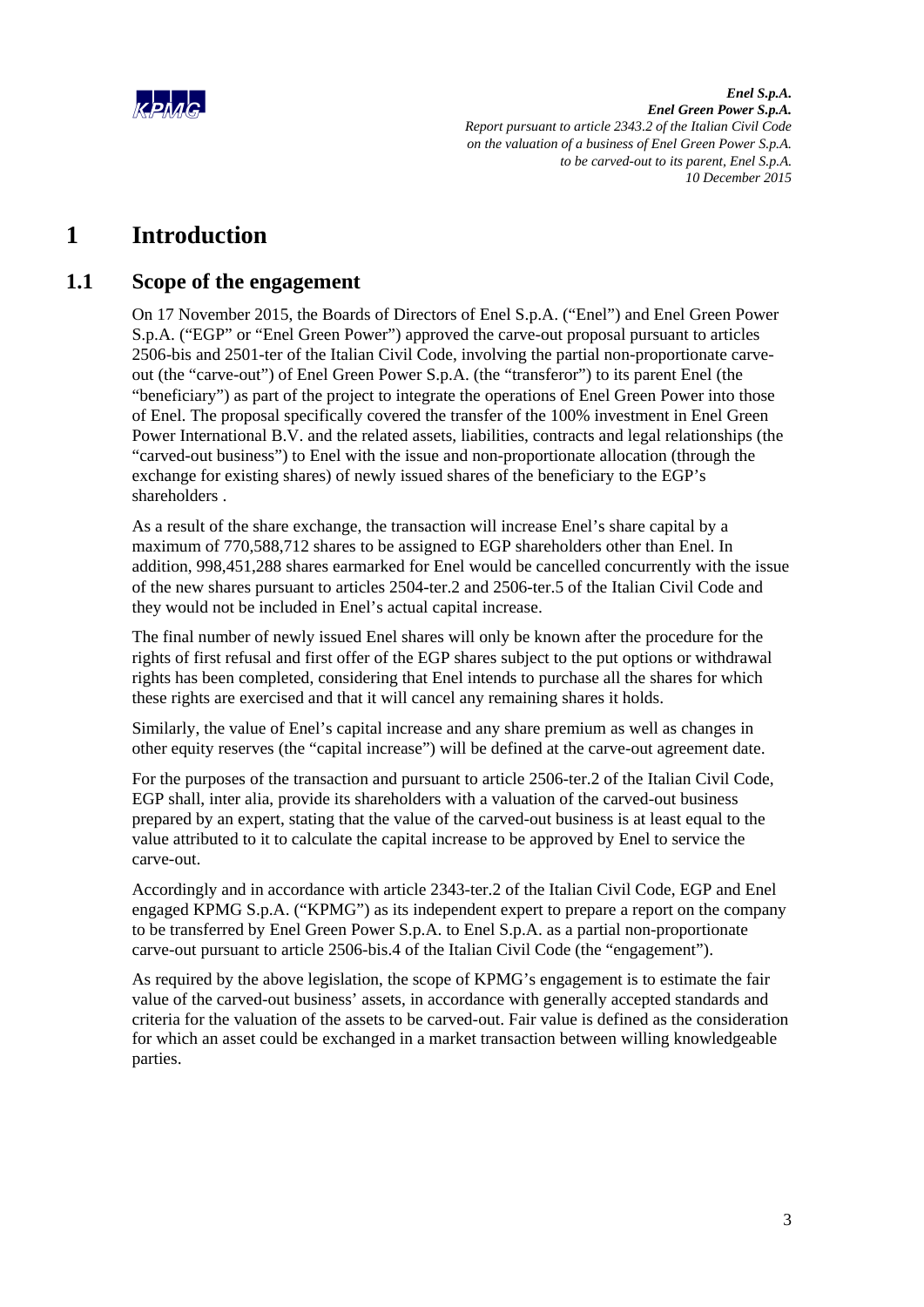# 1 Introduction

## 1.1 Scope of the engagement

On 17 November 2015, the Boards of Directors of Enel S.p.A. ("Enel") and Enel Green Power S.p.A. ("EGP" or "Enel Green Power") approved the carve-out proposal pursuant to articles 2506-bis and 2501-ter of the Italian Civil Code, involving the partial non-proportionate carve-out (the "carve-out") of Enel Green Power S.p.A. (the "transferor") to its parent Enel (the "beneficiary") as part of the project to integrate the operations of Enel Green Power into those of Enel. The proposal specifically covered the transfer of the 100% investment in Enel Green Power International B.V. and the related assets, liabilities, contracts and legal relationships (the "carved-out business") to Enel with the issue and non-proportionate allocation (through the exchange for existing shares) of newly issued shares of the beneficiary to the EGP's shareholders .

As a result of the share exchange, the transaction will increase Enel's share capital by a maximum of 770,588,712 shares to be assigned to EGP shareholders other than Enel. In addition, 998,451,288 shares earmarked for Enel would be cancelled concurrently with the issue of the new shares pursuant to articles 2504-ter.2 and 2506-ter.5 of the Italian Civil Code and they would not be included in Enel's actual capital increase.

The final number of newly issued Enel shares will only be known after the procedure for the rights of first refusal and first offer of the EGP shares subject to the put options or withdrawal rights has been completed, considering that Enel intends to purchase all the shares for which these rights are exercised and that it will cancel any remaining shares it holds.

Similarly, the value of Enel's capital increase and any share premium as well as changes in other equity reserves (the "capital increase") will be defined at the carve-out agreement date.

For the purposes of the transaction and pursuant to article 2506-ter.2 of the Italian Civil Code, EGP shall, inter alia, provide its shareholders with a valuation of the carved-out business prepared by an expert, stating that the value of the carved-out business is at least equal to the value attributed to it to calculate the capital increase to be approved by Enel to service the carve-out.

Accordingly and in accordance with article 2343-ter.2 of the Italian Civil Code, EGP and Enel engaged KPMG S.p.A. ("KPMG") as its independent expert to prepare a report on the company to be transferred by Enel Green Power S.p.A. to Enel S.p.A. as a partial non-proportionate carve-out pursuant to article 2506-bis.4 of the Italian Civil Code (the "engagement").

As required by the above legislation, the scope of KPMG's engagement is to estimate the fair value of the carved-out business' assets, in accordance with generally accepted standards and criteria for the valuation of the assets to be carved-out. Fair value is defined as the consideration for which an asset could be exchanged in a market transaction between willing knowledgeable parties.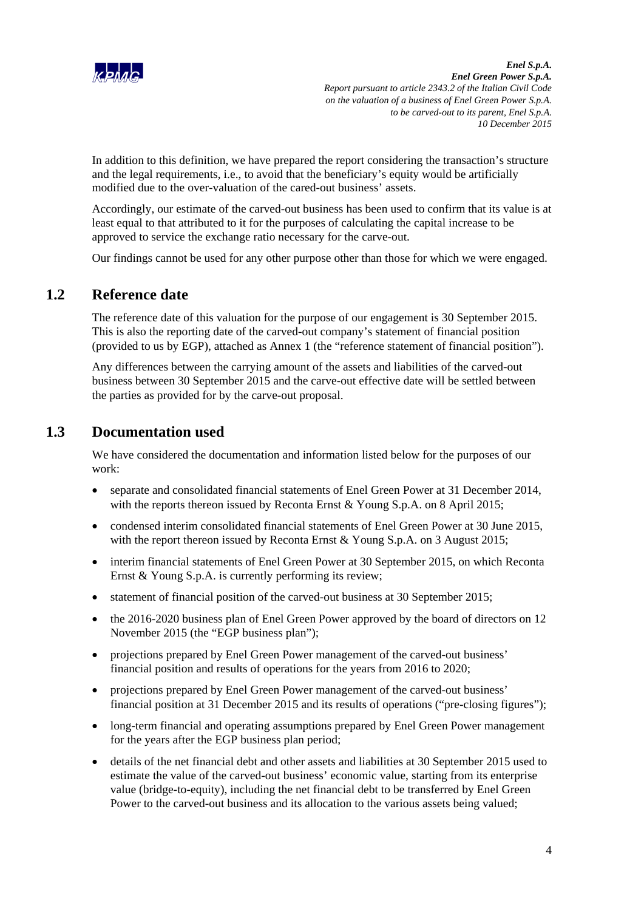In addition to this definition, we have prepared the report considering the transaction's structure and the legal requirements, i.e., to avoid that the beneficiary's equity would be artificially modified due to the over-valuation of the cared-out business' assets.

Accordingly, our estimate of the carved-out business has been used to confirm that its value is at least equal to that attributed to it for the purposes of calculating the capital increase to be approved to service the exchange ratio necessary for the carve-out.

Our findings cannot be used for any other purpose other than those for which we were engaged.

## 1.2 Reference date

The reference date of this valuation for the purpose of our engagement is 30 September 2015. This is also the reporting date of the carved-out company's statement of financial position (provided to us by EGP), attached as Annex 1 (the "reference statement of financial position").

Any differences between the carrying amount of the assets and liabilities of the carved-out business between 30 September 2015 and the carve-out effective date will be settled between the parties as provided for by the carve-out proposal.

## 1.3 Documentation used

We have considered the documentation and information listed below for the purposes of our work:

- separate and consolidated financial statements of Enel Green Power at 31 December 2014, with the reports thereon issued by Reconta Ernst & Young S.p.A. on 8 April 2015;
- condensed interim consolidated financial statements of Enel Green Power at 30 June 2015, with the report thereon issued by Reconta Ernst & Young S.p.A. on 3 August 2015;
- interim financial statements of Enel Green Power at 30 September 2015, on which Reconta Ernst & Young S.p.A. is currently performing its review;
- statement of financial position of the carved-out business at 30 September 2015;
- the 2016-2020 business plan of Enel Green Power approved by the board of directors on 12 November 2015 (the "EGP business plan");
- projections prepared by Enel Green Power management of the carved-out business' financial position and results of operations for the years from 2016 to 2020;
- projections prepared by Enel Green Power management of the carved-out business' financial position at 31 December 2015 and its results of operations ("pre-closing figures");
- long-term financial and operating assumptions prepared by Enel Green Power management for the years after the EGP business plan period;
- details of the net financial debt and other assets and liabilities at 30 September 2015 used to estimate the value of the carved-out business' economic value, starting from its enterprise value (bridge-to-equity), including the net financial debt to be transferred by Enel Green Power to the carved-out business and its allocation to the various assets being valued;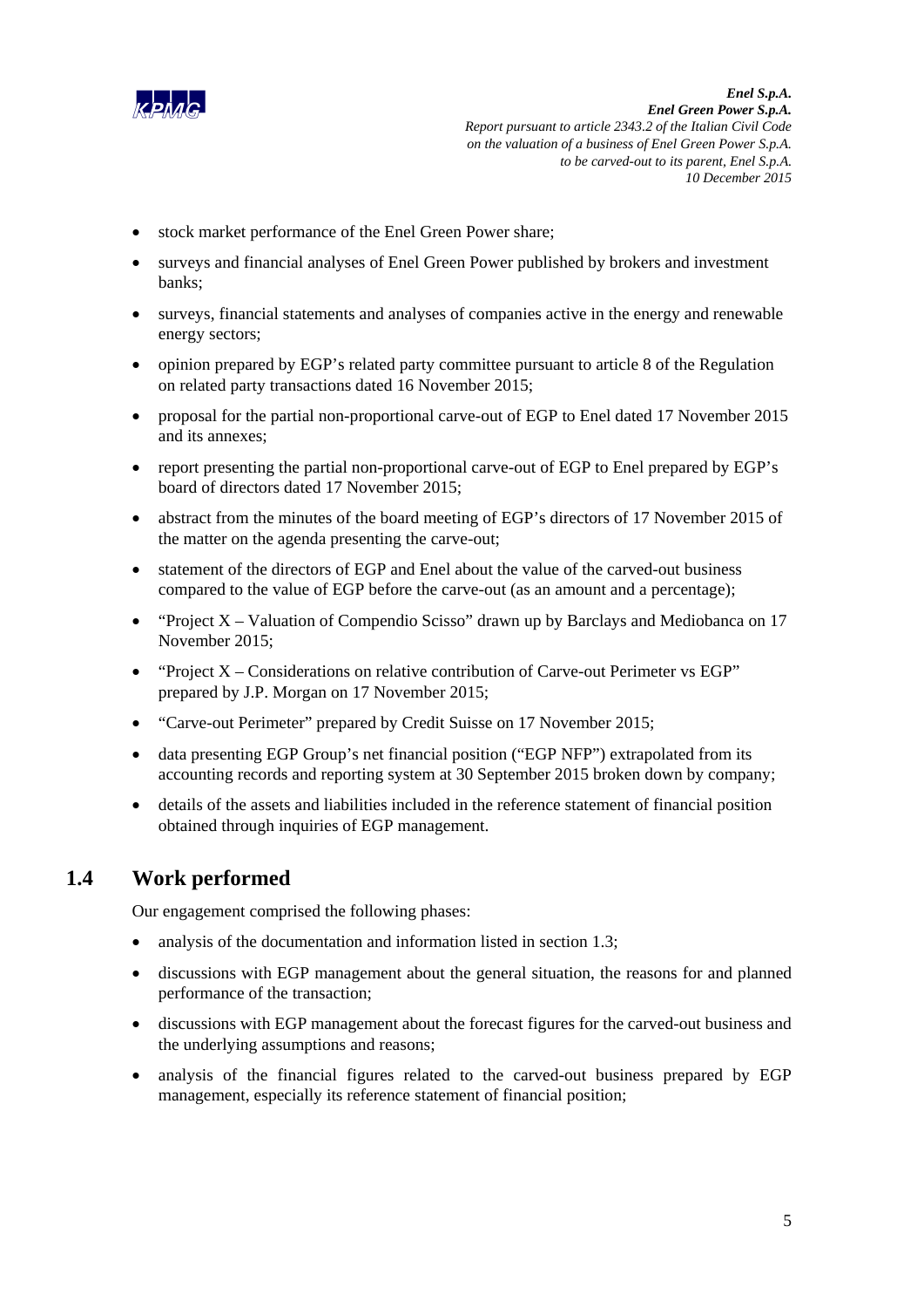- stock market performance of the Enel Green Power share;
- surveys and financial analyses of Enel Green Power published by brokers and investment banks;
- surveys, financial statements and analyses of companies active in the energy and renewable energy sectors;
- opinion prepared by EGP's related party committee pursuant to article 8 of the Regulation on related party transactions dated 16 November 2015;
- proposal for the partial non-proportional carve-out of EGP to Enel dated 17 November 2015 and its annexes;
- report presenting the partial non-proportional carve-out of EGP to Enel prepared by EGP's board of directors dated 17 November 2015;
- abstract from the minutes of the board meeting of EGP's directors of 17 November 2015 of the matter on the agenda presenting the carve-out;
- statement of the directors of EGP and Enel about the value of the carved-out business compared to the value of EGP before the carve-out (as an amount and a percentage);
- "Project X – Valuation of Compendio Scisso" drawn up by Barclays and Mediobanca on 17 November 2015;
- "Project X – Considerations on relative contribution of Carve-out Perimeter vs EGP" prepared by J.P. Morgan on 17 November 2015;
- "Carve-out Perimeter" prepared by Credit Suisse on 17 November 2015;
- data presenting EGP Group's net financial position ("EGP NFP") extrapolated from its accounting records and reporting system at 30 September 2015 broken down by company;
- details of the assets and liabilities included in the reference statement of financial position obtained through inquiries of EGP management.

## 1.4 Work performed

Our engagement comprised the following phases:

- analysis of the documentation and information listed in section 1.3;
- discussions with EGP management about the general situation, the reasons for and planned performance of the transaction;
- discussions with EGP management about the forecast figures for the carved-out business and the underlying assumptions and reasons;
- analysis of the financial figures related to the carved-out business prepared by EGP management, especially its reference statement of financial position;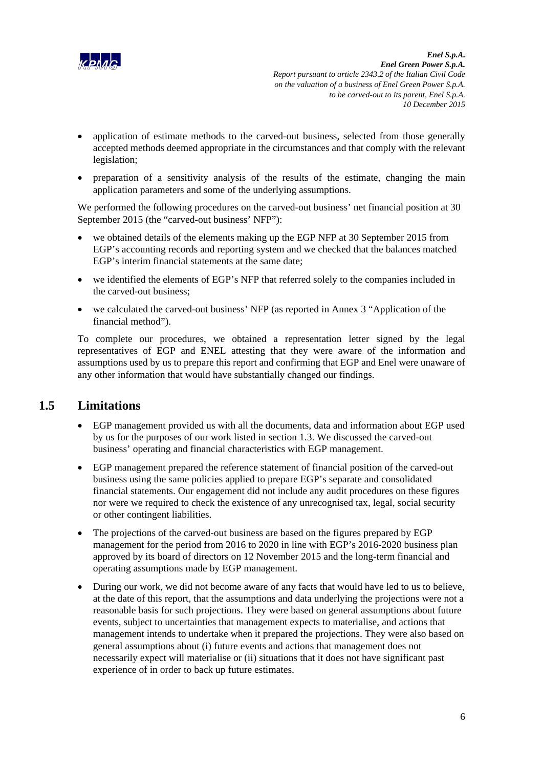- application of estimate methods to the carved-out business, selected from those generally accepted methods deemed appropriate in the circumstances and that comply with the relevant legislation;
- preparation of a sensitivity analysis of the results of the estimate, changing the main application parameters and some of the underlying assumptions.

We performed the following procedures on the carved-out business' net financial position at 30 September 2015 (the "carved-out business' NFP"):

- we obtained details of the elements making up the EGP NFP at 30 September 2015 from EGP's accounting records and reporting system and we checked that the balances matched EGP's interim financial statements at the same date;
- we identified the elements of EGP's NFP that referred solely to the companies included in the carved-out business;
- we calculated the carved-out business' NFP (as reported in Annex 3 "Application of the financial method").

To complete our procedures, we obtained a representation letter signed by the legal representatives of EGP and ENEL attesting that they were aware of the information and assumptions used by us to prepare this report and confirming that EGP and Enel were unaware of any other information that would have substantially changed our findings.

## 1.5 Limitations

- EGP management provided us with all the documents, data and information about EGP used by us for the purposes of our work listed in section 1.3. We discussed the carved-out business' operating and financial characteristics with EGP management.
- EGP management prepared the reference statement of financial position of the carved-out business using the same policies applied to prepare EGP's separate and consolidated financial statements. Our engagement did not include any audit procedures on these figures nor were we required to check the existence of any unrecognised tax, legal, social security or other contingent liabilities.
- The projections of the carved-out business are based on the figures prepared by EGP management for the period from 2016 to 2020 in line with EGP's 2016-2020 business plan approved by its board of directors on 12 November 2015 and the long-term financial and operating assumptions made by EGP management.
- During our work, we did not become aware of any facts that would have led to us to believe, at the date of this report, that the assumptions and data underlying the projections were not a reasonable basis for such projections. They were based on general assumptions about future events, subject to uncertainties that management expects to materialise, and actions that management intends to undertake when it prepared the projections. They were also based on general assumptions about (i) future events and actions that management does not necessarily expect will materialise or (ii) situations that it does not have significant past experience of in order to back up future estimates.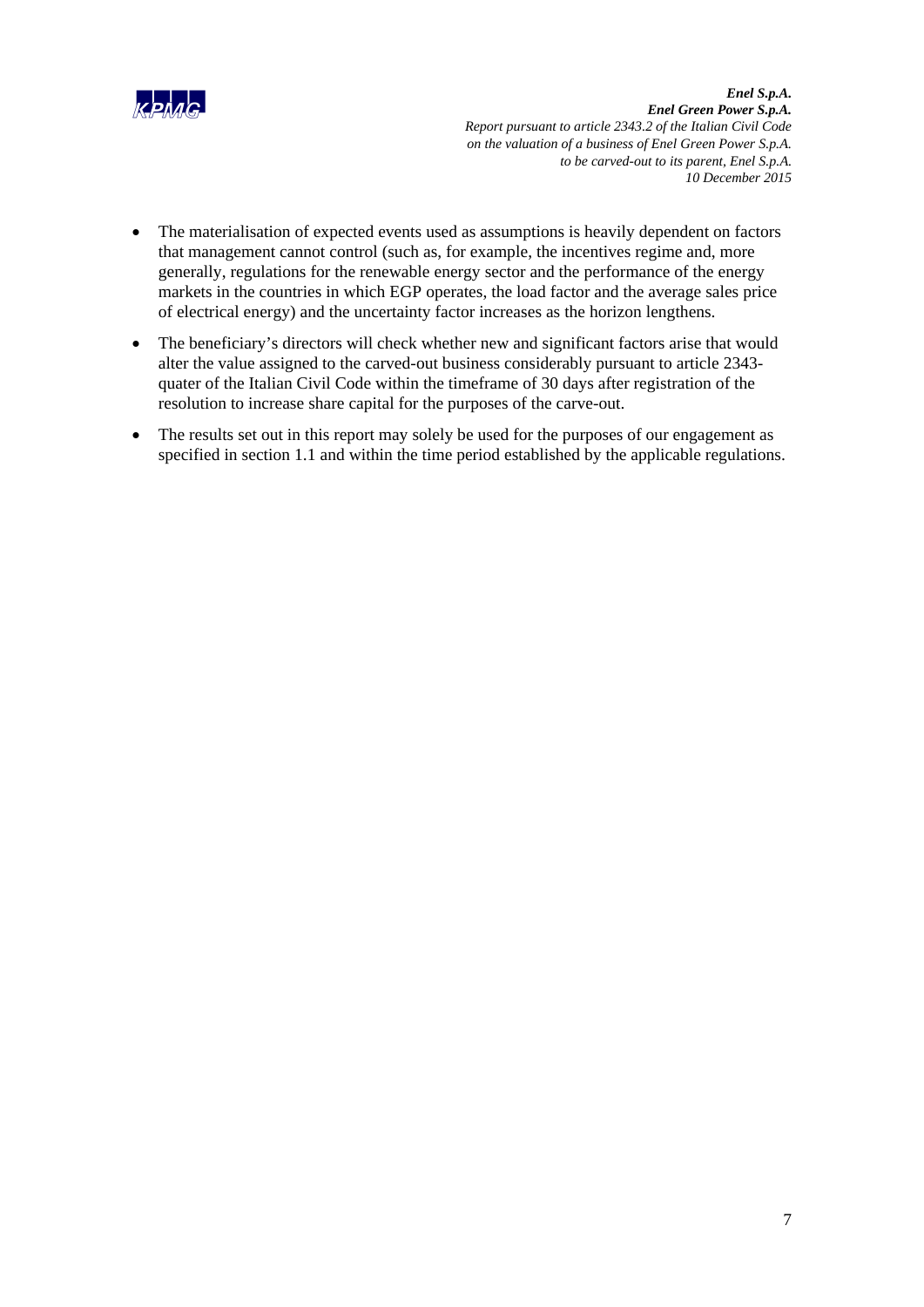- The materialisation of expected events used as assumptions is heavily dependent on factors that management cannot control (such as, for example, the incentives regime and, more generally, regulations for the renewable energy sector and the performance of the energy markets in the countries in which EGP operates, the load factor and the average sales price of electrical energy) and the uncertainty factor increases as the horizon lengthens.
- The beneficiary's directors will check whether new and significant factors arise that would alter the value assigned to the carved-out business considerably pursuant to article 2343-quater of the Italian Civil Code within the timeframe of 30 days after registration of the resolution to increase share capital for the purposes of the carve-out.
- The results set out in this report may solely be used for the purposes of our engagement as specified in section 1.1 and within the time period established by the applicable regulations.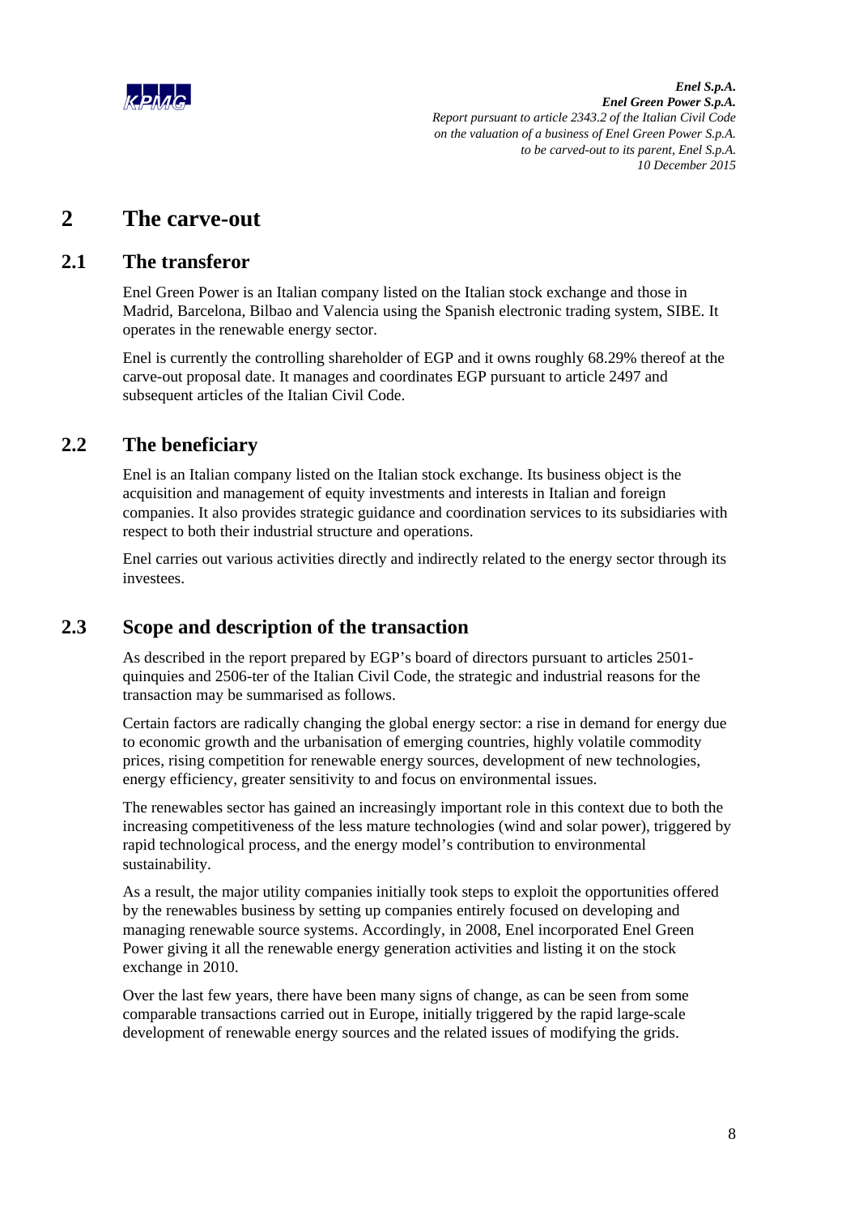# 2 The carve-out

## 2.1 The transferor

Enel Green Power is an Italian company listed on the Italian stock exchange and those in Madrid, Barcelona, Bilbao and Valencia using the Spanish electronic trading system, SIBE. It operates in the renewable energy sector.

Enel is currently the controlling shareholder of EGP and it owns roughly 68.29% thereof at the carve-out proposal date. It manages and coordinates EGP pursuant to article 2497 and subsequent articles of the Italian Civil Code.

## 2.2 The beneficiary

Enel is an Italian company listed on the Italian stock exchange. Its business object is the acquisition and management of equity investments and interests in Italian and foreign companies. It also provides strategic guidance and coordination services to its subsidiaries with respect to both their industrial structure and operations.

Enel carries out various activities directly and indirectly related to the energy sector through its investees.

## 2.3 Scope and description of the transaction

As described in the report prepared by EGP's board of directors pursuant to articles 2501-quinquies and 2506-ter of the Italian Civil Code, the strategic and industrial reasons for the transaction may be summarised as follows.

Certain factors are radically changing the global energy sector: a rise in demand for energy due to economic growth and the urbanisation of emerging countries, highly volatile commodity prices, rising competition for renewable energy sources, development of new technologies, energy efficiency, greater sensitivity to and focus on environmental issues.

The renewables sector has gained an increasingly important role in this context due to both the increasing competitiveness of the less mature technologies (wind and solar power), triggered by rapid technological process, and the energy model's contribution to environmental sustainability.

As a result, the major utility companies initially took steps to exploit the opportunities offered by the renewables business by setting up companies entirely focused on developing and managing renewable source systems. Accordingly, in 2008, Enel incorporated Enel Green Power giving it all the renewable energy generation activities and listing it on the stock exchange in 2010.

Over the last few years, there have been many signs of change, as can be seen from some comparable transactions carried out in Europe, initially triggered by the rapid large-scale development of renewable energy sources and the related issues of modifying the grids.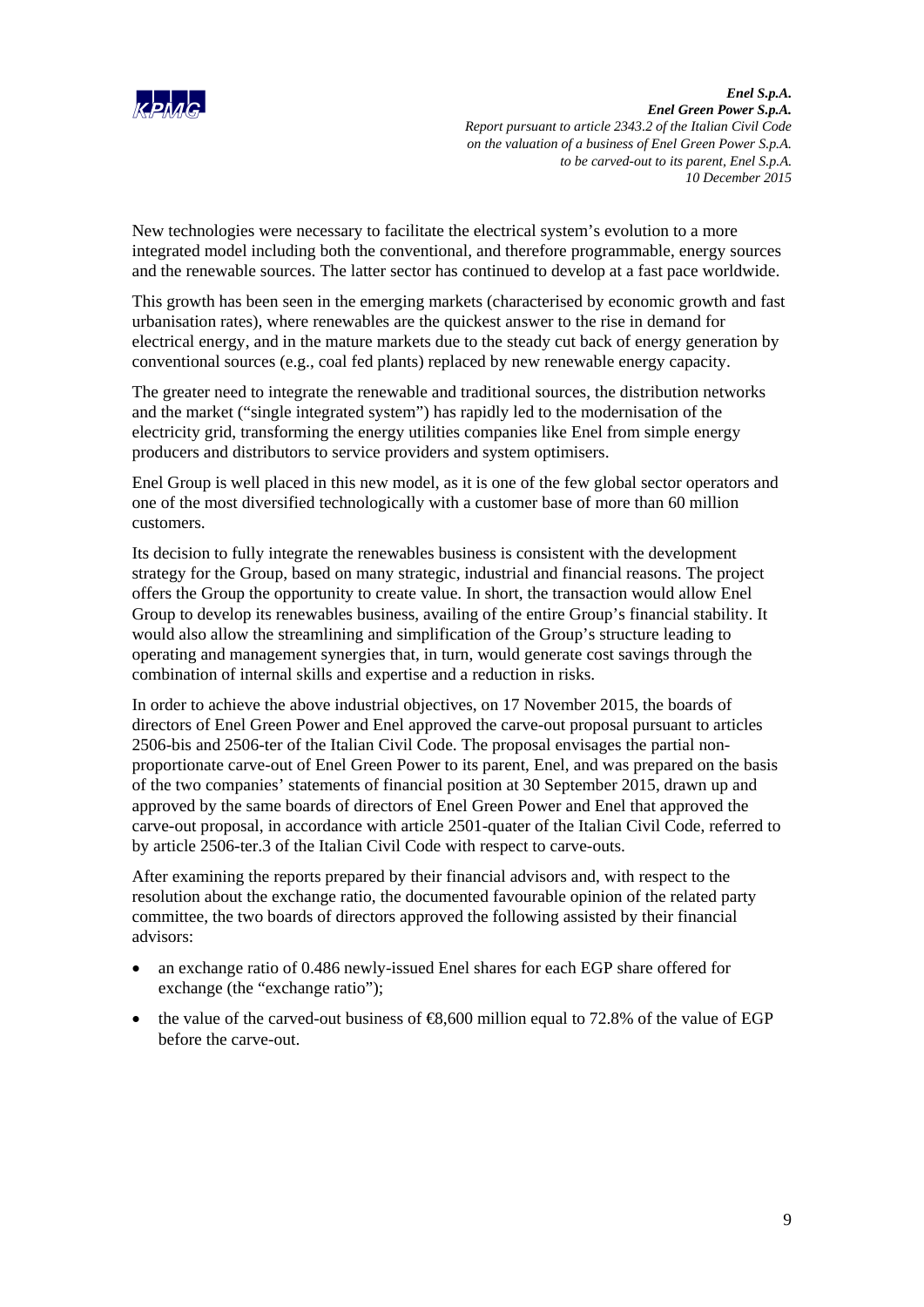New technologies were necessary to facilitate the electrical system's evolution to a more integrated model including both the conventional, and therefore programmable, energy sources and the renewable sources. The latter sector has continued to develop at a fast pace worldwide.

This growth has been seen in the emerging markets (characterised by economic growth and fast urbanisation rates), where renewables are the quickest answer to the rise in demand for electrical energy, and in the mature markets due to the steady cut back of energy generation by conventional sources (e.g., coal fed plants) replaced by new renewable energy capacity.

The greater need to integrate the renewable and traditional sources, the distribution networks and the market ("single integrated system") has rapidly led to the modernisation of the electricity grid, transforming the energy utilities companies like Enel from simple energy producers and distributors to service providers and system optimisers.

Enel Group is well placed in this new model, as it is one of the few global sector operators and one of the most diversified technologically with a customer base of more than 60 million customers.

Its decision to fully integrate the renewables business is consistent with the development strategy for the Group, based on many strategic, industrial and financial reasons. The project offers the Group the opportunity to create value. In short, the transaction would allow Enel Group to develop its renewables business, availing of the entire Group's financial stability. It would also allow the streamlining and simplification of the Group's structure leading to operating and management synergies that, in turn, would generate cost savings through the combination of internal skills and expertise and a reduction in risks.

In order to achieve the above industrial objectives, on 17 November 2015, the boards of directors of Enel Green Power and Enel approved the carve-out proposal pursuant to articles 2506-bis and 2506-ter of the Italian Civil Code. The proposal envisages the partial non-proportionate carve-out of Enel Green Power to its parent, Enel, and was prepared on the basis of the two companies' statements of financial position at 30 September 2015, drawn up and approved by the same boards of directors of Enel Green Power and Enel that approved the carve-out proposal, in accordance with article 2501-quater of the Italian Civil Code, referred to by article 2506-ter.3 of the Italian Civil Code with respect to carve-outs.

After examining the reports prepared by their financial advisors and, with respect to the resolution about the exchange ratio, the documented favourable opinion of the related party committee, the two boards of directors approved the following assisted by their financial advisors:

- an exchange ratio of 0.486 newly-issued Enel shares for each EGP share offered for exchange (the "exchange ratio");
- the value of the carved-out business of €8,600 million equal to 72.8% of the value of EGP before the carve-out.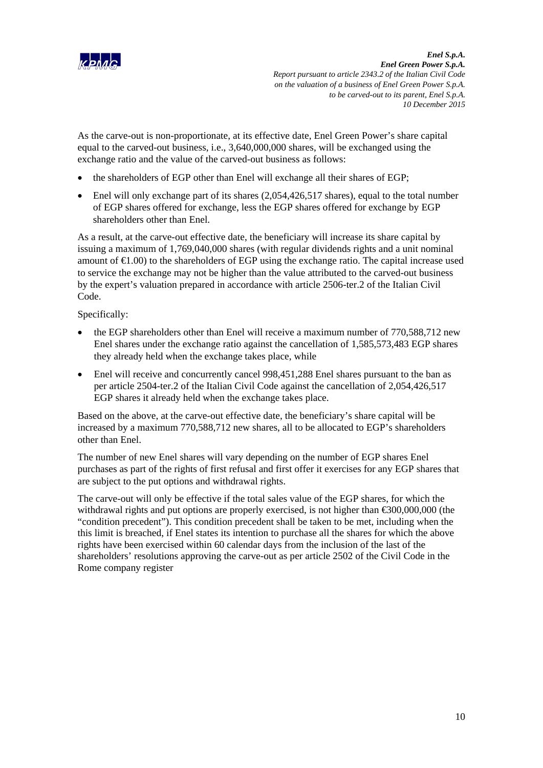As the carve-out is non-proportionate, at its effective date, Enel Green Power's share capital equal to the carved-out business, i.e., 3,640,000,000 shares, will be exchanged using the exchange ratio and the value of the carved-out business as follows:

- the shareholders of EGP other than Enel will exchange all their shares of EGP;
- Enel will only exchange part of its shares (2,054,426,517 shares), equal to the total number of EGP shares offered for exchange, less the EGP shares offered for exchange by EGP shareholders other than Enel.

As a result, at the carve-out effective date, the beneficiary will increase its share capital by issuing a maximum of 1,769,040,000 shares (with regular dividends rights and a unit nominal amount of €1.00) to the shareholders of EGP using the exchange ratio. The capital increase used to service the exchange may not be higher than the value attributed to the carved-out business by the expert's valuation prepared in accordance with article 2506-ter.2 of the Italian Civil Code.

Specifically:

- the EGP shareholders other than Enel will receive a maximum number of 770,588,712 new Enel shares under the exchange ratio against the cancellation of 1,585,573,483 EGP shares they already held when the exchange takes place, while
- Enel will receive and concurrently cancel 998,451,288 Enel shares pursuant to the ban as per article 2504-ter.2 of the Italian Civil Code against the cancellation of 2,054,426,517 EGP shares it already held when the exchange takes place.

Based on the above, at the carve-out effective date, the beneficiary's share capital will be increased by a maximum 770,588,712 new shares, all to be allocated to EGP's shareholders other than Enel.

The number of new Enel shares will vary depending on the number of EGP shares Enel purchases as part of the rights of first refusal and first offer it exercises for any EGP shares that are subject to the put options and withdrawal rights.

The carve-out will only be effective if the total sales value of the EGP shares, for which the withdrawal rights and put options are properly exercised, is not higher than €300,000,000 (the "condition precedent"). This condition precedent shall be taken to be met, including when the this limit is breached, if Enel states its intention to purchase all the shares for which the above rights have been exercised within 60 calendar days from the inclusion of the last of the shareholders' resolutions approving the carve-out as per article 2502 of the Civil Code in the Rome company register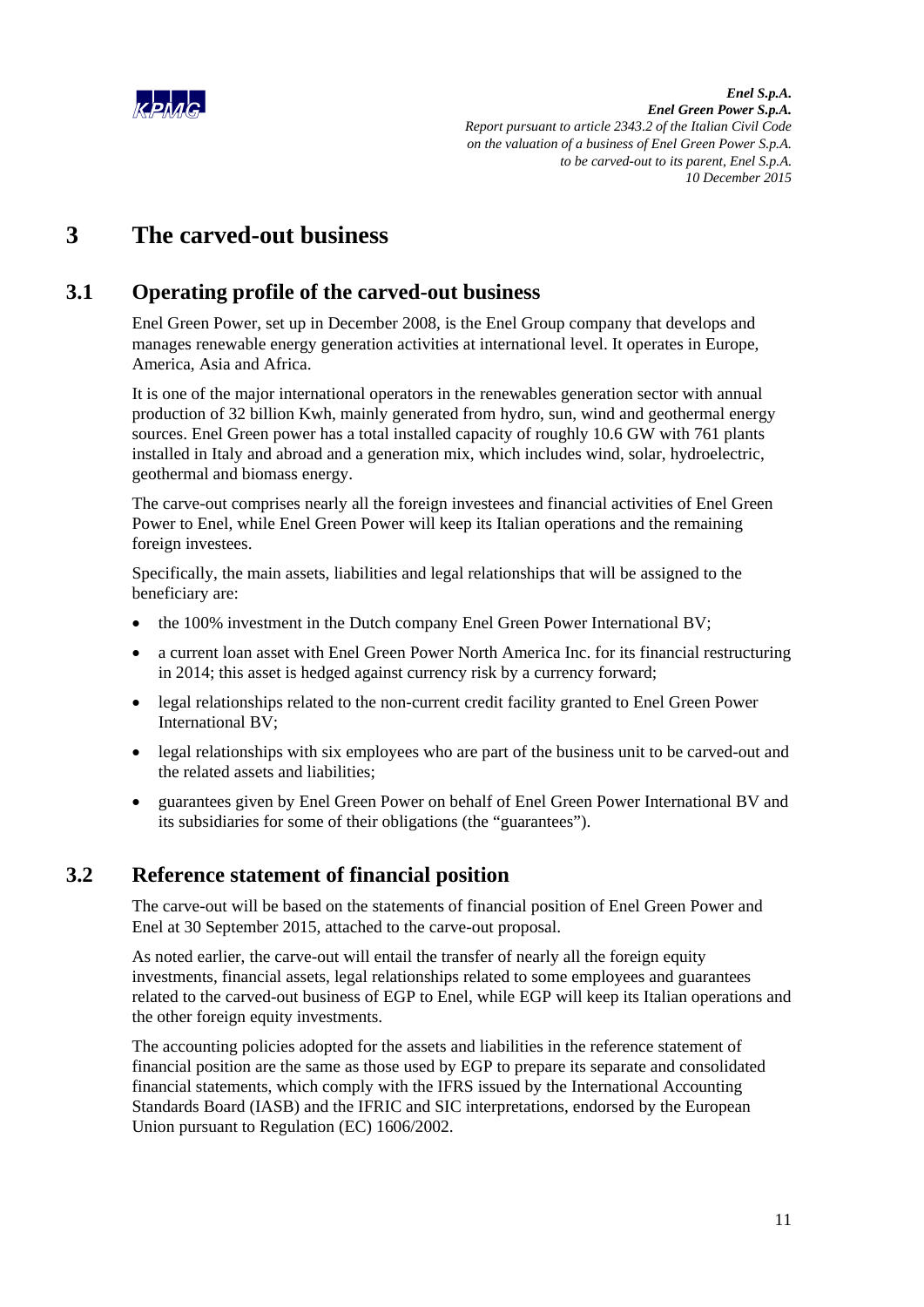# 3 The carved-out business

## 3.1 Operating profile of the carved-out business

Enel Green Power, set up in December 2008, is the Enel Group company that develops and manages renewable energy generation activities at international level. It operates in Europe, America, Asia and Africa.

It is one of the major international operators in the renewables generation sector with annual production of 32 billion Kwh, mainly generated from hydro, sun, wind and geothermal energy sources. Enel Green power has a total installed capacity of roughly 10.6 GW with 761 plants installed in Italy and abroad and a generation mix, which includes wind, solar, hydroelectric, geothermal and biomass energy.

The carve-out comprises nearly all the foreign investees and financial activities of Enel Green Power to Enel, while Enel Green Power will keep its Italian operations and the remaining foreign investees.

Specifically, the main assets, liabilities and legal relationships that will be assigned to the beneficiary are:

- the 100% investment in the Dutch company Enel Green Power International BV;
- a current loan asset with Enel Green Power North America Inc. for its financial restructuring in 2014; this asset is hedged against currency risk by a currency forward;
- legal relationships related to the non-current credit facility granted to Enel Green Power International BV;
- legal relationships with six employees who are part of the business unit to be carved-out and the related assets and liabilities;
- guarantees given by Enel Green Power on behalf of Enel Green Power International BV and its subsidiaries for some of their obligations (the "guarantees").

## 3.2 Reference statement of financial position

The carve-out will be based on the statements of financial position of Enel Green Power and Enel at 30 September 2015, attached to the carve-out proposal.

As noted earlier, the carve-out will entail the transfer of nearly all the foreign equity investments, financial assets, legal relationships related to some employees and guarantees related to the carved-out business of EGP to Enel, while EGP will keep its Italian operations and the other foreign equity investments.

The accounting policies adopted for the assets and liabilities in the reference statement of financial position are the same as those used by EGP to prepare its separate and consolidated financial statements, which comply with the IFRS issued by the International Accounting Standards Board (IASB) and the IFRIC and SIC interpretations, endorsed by the European Union pursuant to Regulation (EC) 1606/2002.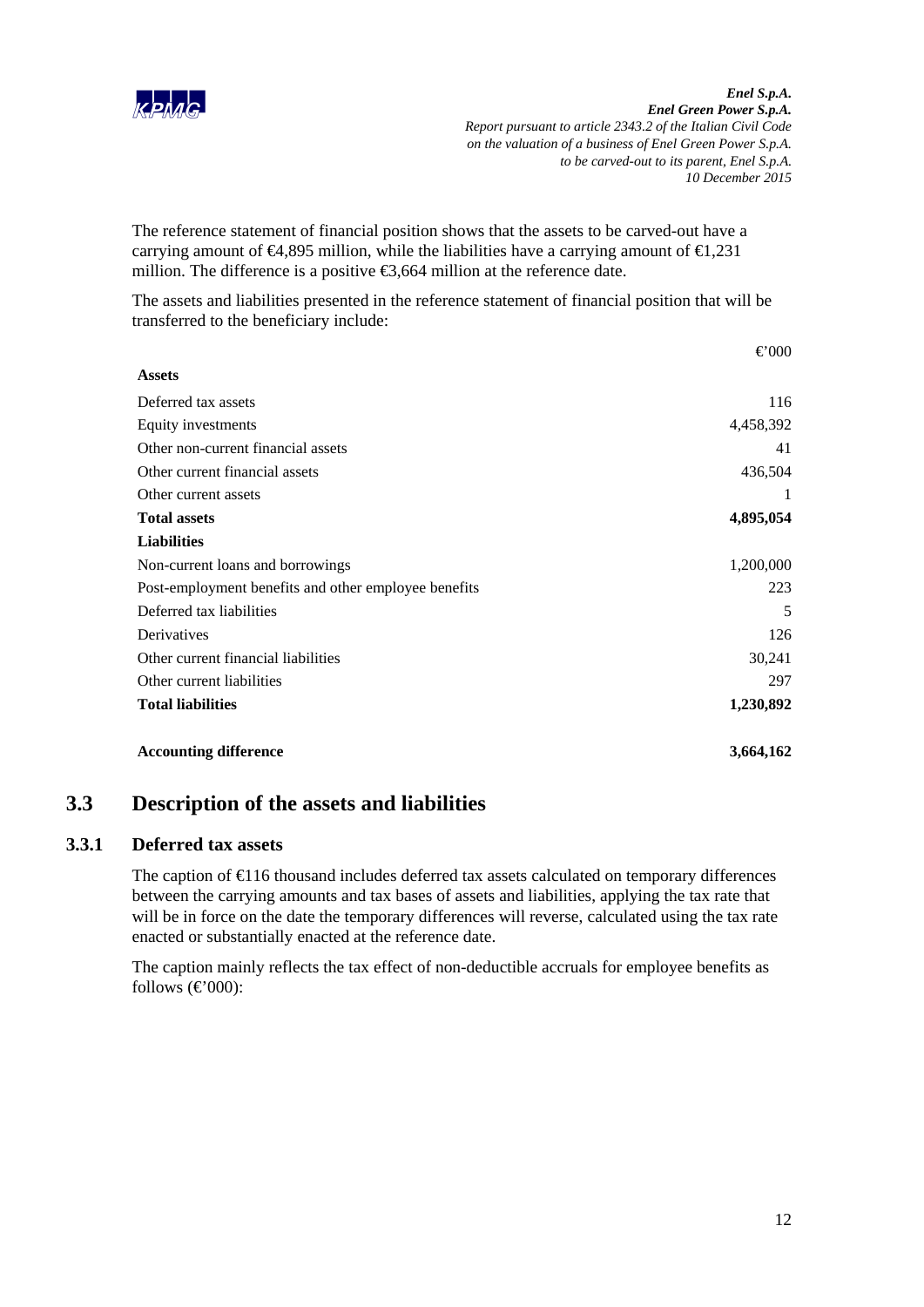The reference statement of financial position shows that the assets to be carved-out have a carrying amount of €4,895 million, while the liabilities have a carrying amount of €1,231 million. The difference is a positive €3,664 million at the reference date.

The assets and liabilities presented in the reference statement of financial position that will be transferred to the beneficiary include:

| | €'000 |
|---|---|
| **Assets** | |
| Deferred tax assets | 116 |
| Equity investments | 4,458,392 |
| Other non-current financial assets | 41 |
| Other current financial assets | 436,504 |
| Other current assets | 1 |
| **Total assets** | **4,895,054** |
| **Liabilities** | |
| Non-current loans and borrowings | 1,200,000 |
| Post-employment benefits and other employee benefits | 223 |
| Deferred tax liabilities | 5 |
| Derivatives | 126 |
| Other current financial liabilities | 30,241 |
| Other current liabilities | 297 |
| **Total liabilities** | **1,230,892** |
| | |
| **Accounting difference** | **3,664,162** |

## 3.3 Description of the assets and liabilities

### 3.3.1 Deferred tax assets

The caption of €116 thousand includes deferred tax assets calculated on temporary differences between the carrying amounts and tax bases of assets and liabilities, applying the tax rate that will be in force on the date the temporary differences will reverse, calculated using the tax rate enacted or substantially enacted at the reference date.

The caption mainly reflects the tax effect of non-deductible accruals for employee benefits as follows (€'000):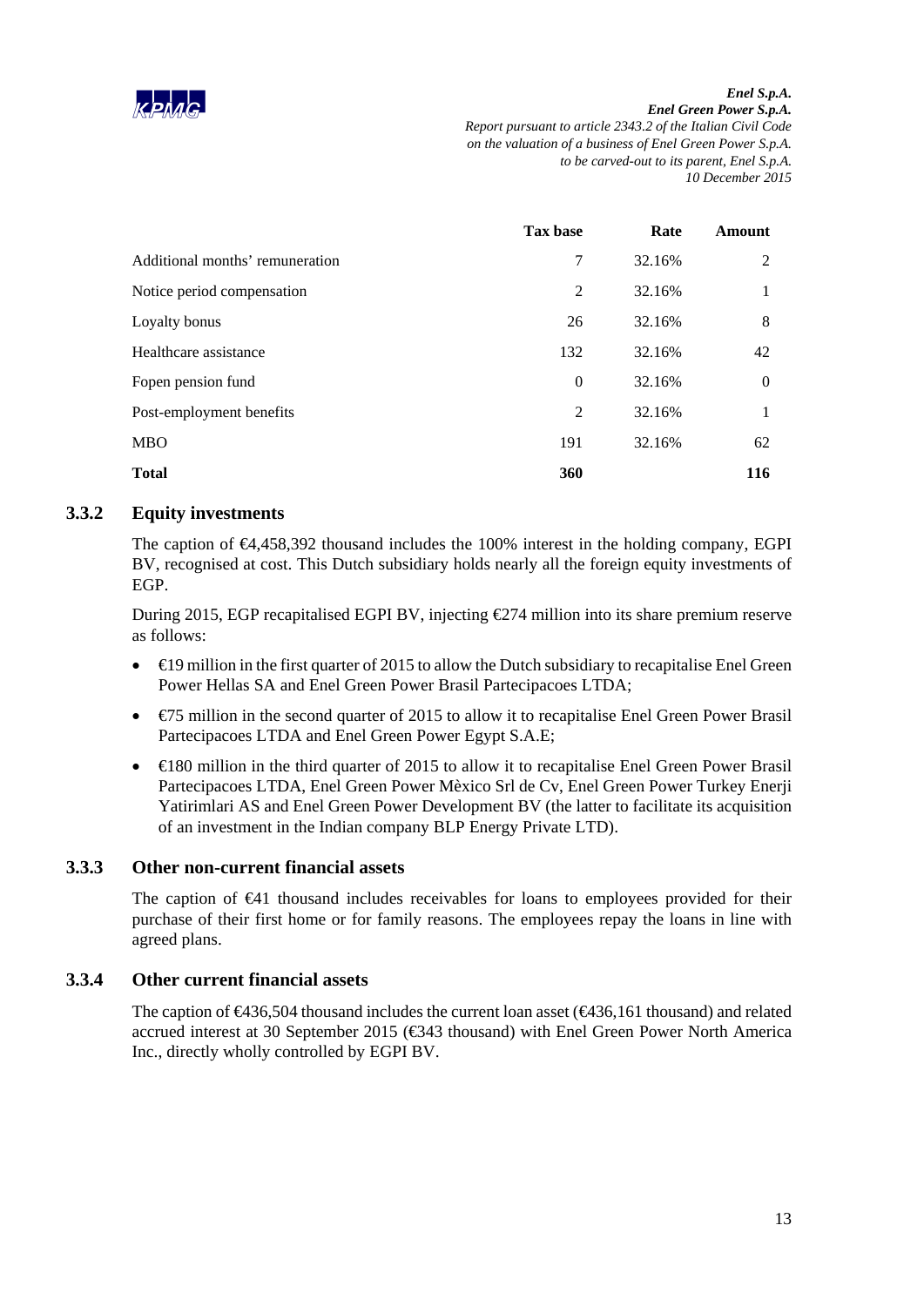| | Tax base | Rate | Amount |
|---|---|---|---|
| Additional months' remuneration | 7 | 32.16% | 2 |
| Notice period compensation | 2 | 32.16% | 1 |
| Loyalty bonus | 26 | 32.16% | 8 |
| Healthcare assistance | 132 | 32.16% | 42 |
| Fopen pension fund | 0 | 32.16% | 0 |
| Post-employment benefits | 2 | 32.16% | 1 |
| MBO | 191 | 32.16% | 62 |
| **Total** | **360** | | **116** |

### 3.3.2 Equity investments

The caption of €4,458,392 thousand includes the 100% interest in the holding company, EGPI BV, recognised at cost. This Dutch subsidiary holds nearly all the foreign equity investments of EGP.

During 2015, EGP recapitalised EGPI BV, injecting €274 million into its share premium reserve as follows:

- €19 million in the first quarter of 2015 to allow the Dutch subsidiary to recapitalise Enel Green Power Hellas SA and Enel Green Power Brasil Partecipacoes LTDA;
- €75 million in the second quarter of 2015 to allow it to recapitalise Enel Green Power Brasil Partecipacoes LTDA and Enel Green Power Egypt S.A.E;
- €180 million in the third quarter of 2015 to allow it to recapitalise Enel Green Power Brasil Partecipacoes LTDA, Enel Green Power Mèxico Srl de Cv, Enel Green Power Turkey Enerji Yatirimlari AS and Enel Green Power Development BV (the latter to facilitate its acquisition of an investment in the Indian company BLP Energy Private LTD).

### 3.3.3 Other non-current financial assets

The caption of €41 thousand includes receivables for loans to employees provided for their purchase of their first home or for family reasons. The employees repay the loans in line with agreed plans.

### 3.3.4 Other current financial assets

The caption of €436,504 thousand includes the current loan asset (€436,161 thousand) and related accrued interest at 30 September 2015 (€343 thousand) with Enel Green Power North America Inc., directly wholly controlled by EGPI BV.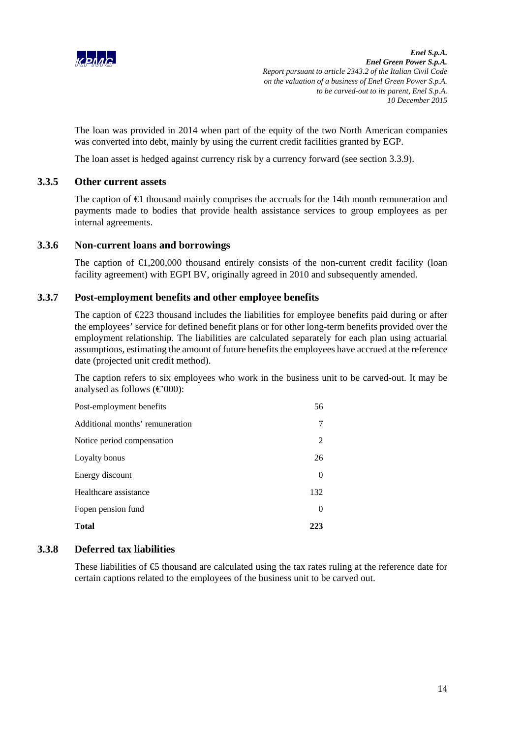The loan was provided in 2014 when part of the equity of the two North American companies was converted into debt, mainly by using the current credit facilities granted by EGP.

The loan asset is hedged against currency risk by a currency forward (see section 3.3.9).

### 3.3.5 Other current assets

The caption of €1 thousand mainly comprises the accruals for the 14th month remuneration and payments made to bodies that provide health assistance services to group employees as per internal agreements.

### 3.3.6 Non-current loans and borrowings

The caption of €1,200,000 thousand entirely consists of the non-current credit facility (loan facility agreement) with EGPI BV, originally agreed in 2010 and subsequently amended.

### 3.3.7 Post-employment benefits and other employee benefits

The caption of €223 thousand includes the liabilities for employee benefits paid during or after the employees' service for defined benefit plans or for other long-term benefits provided over the employment relationship. The liabilities are calculated separately for each plan using actuarial assumptions, estimating the amount of future benefits the employees have accrued at the reference date (projected unit credit method).

The caption refers to six employees who work in the business unit to be carved-out. It may be analysed as follows (€'000):

| | |
|---|---|
| Post-employment benefits | 56 |
| Additional months' remuneration | 7 |
| Notice period compensation | 2 |
| Loyalty bonus | 26 |
| Energy discount | 0 |
| Healthcare assistance | 132 |
| Fopen pension fund | 0 |
| **Total** | **223** |

### 3.3.8 Deferred tax liabilities

These liabilities of €5 thousand are calculated using the tax rates ruling at the reference date for certain captions related to the employees of the business unit to be carved out.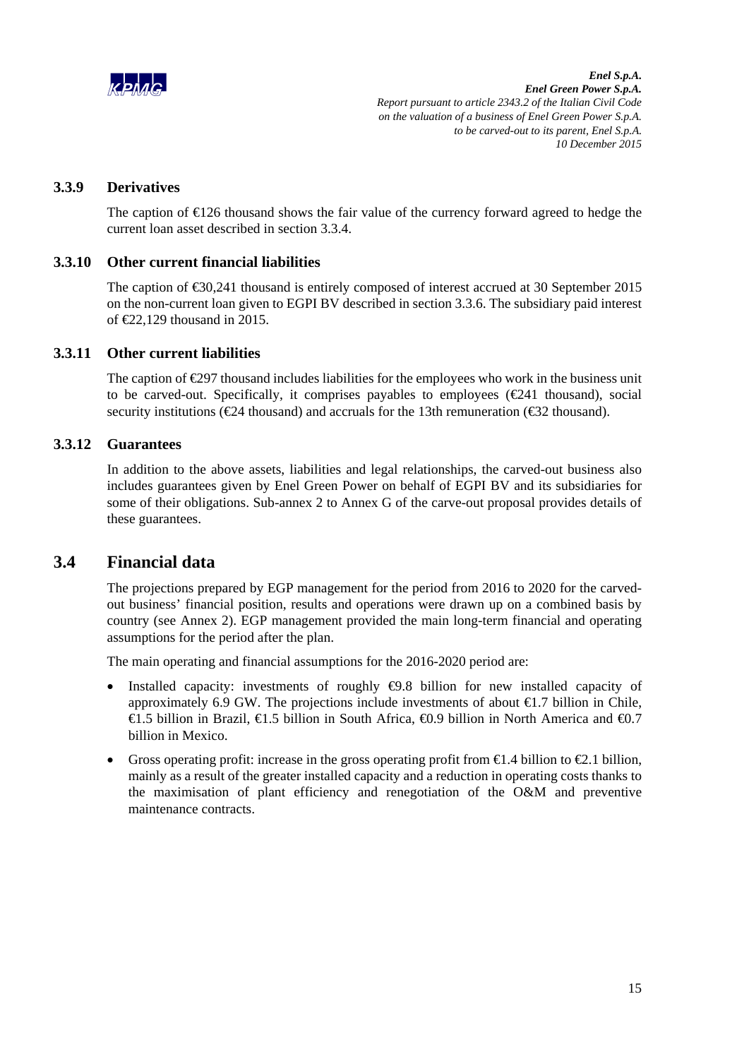### 3.3.9 Derivatives

The caption of €126 thousand shows the fair value of the currency forward agreed to hedge the current loan asset described in section 3.3.4.

### 3.3.10 Other current financial liabilities

The caption of €30,241 thousand is entirely composed of interest accrued at 30 September 2015 on the non-current loan given to EGPI BV described in section 3.3.6. The subsidiary paid interest of €22,129 thousand in 2015.

### 3.3.11 Other current liabilities

The caption of €297 thousand includes liabilities for the employees who work in the business unit to be carved-out. Specifically, it comprises payables to employees (€241 thousand), social security institutions (€24 thousand) and accruals for the 13th remuneration (€32 thousand).

### 3.3.12 Guarantees

In addition to the above assets, liabilities and legal relationships, the carved-out business also includes guarantees given by Enel Green Power on behalf of EGPI BV and its subsidiaries for some of their obligations. Sub-annex 2 to Annex G of the carve-out proposal provides details of these guarantees.

## 3.4 Financial data

The projections prepared by EGP management for the period from 2016 to 2020 for the carved-out business' financial position, results and operations were drawn up on a combined basis by country (see Annex 2). EGP management provided the main long-term financial and operating assumptions for the period after the plan.

The main operating and financial assumptions for the 2016-2020 period are:

- Installed capacity: investments of roughly €9.8 billion for new installed capacity of approximately 6.9 GW. The projections include investments of about €1.7 billion in Chile, €1.5 billion in Brazil, €1.5 billion in South Africa, €0.9 billion in North America and €0.7 billion in Mexico.
- Gross operating profit: increase in the gross operating profit from €1.4 billion to €2.1 billion, mainly as a result of the greater installed capacity and a reduction in operating costs thanks to the maximisation of plant efficiency and renegotiation of the O&M and preventive maintenance contracts.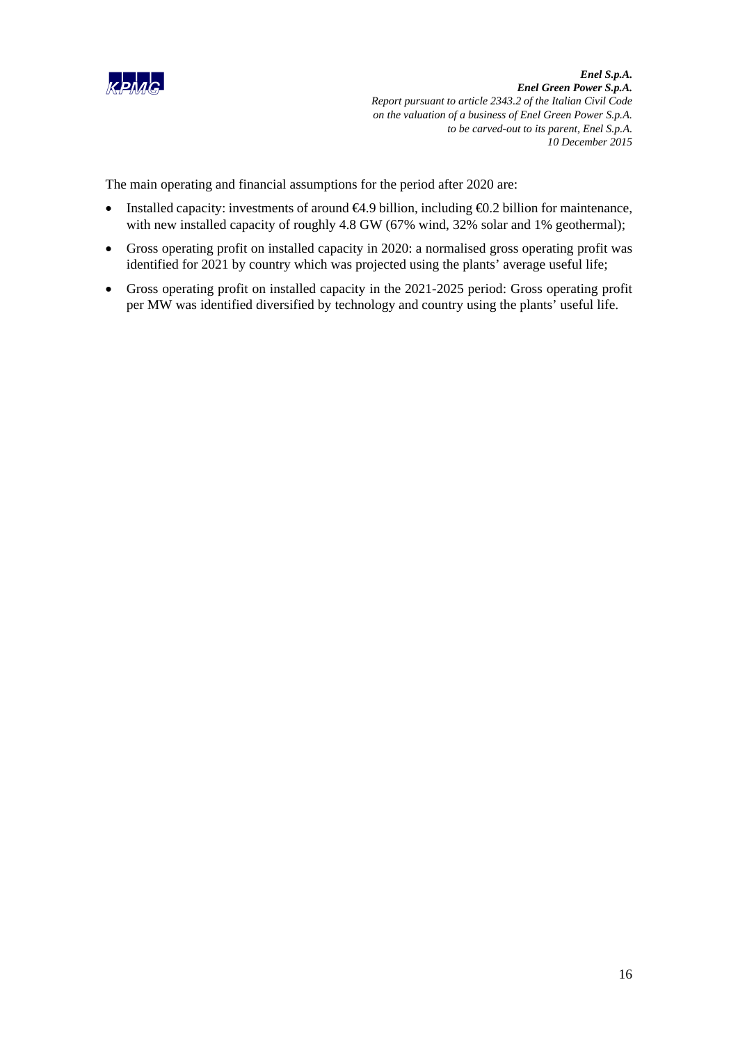The main operating and financial assumptions for the period after 2020 are:

- Installed capacity: investments of around €4.9 billion, including €0.2 billion for maintenance, with new installed capacity of roughly 4.8 GW (67% wind, 32% solar and 1% geothermal);
- Gross operating profit on installed capacity in 2020: a normalised gross operating profit was identified for 2021 by country which was projected using the plants' average useful life;
- Gross operating profit on installed capacity in the 2021-2025 period: Gross operating profit per MW was identified diversified by technology and country using the plants' useful life.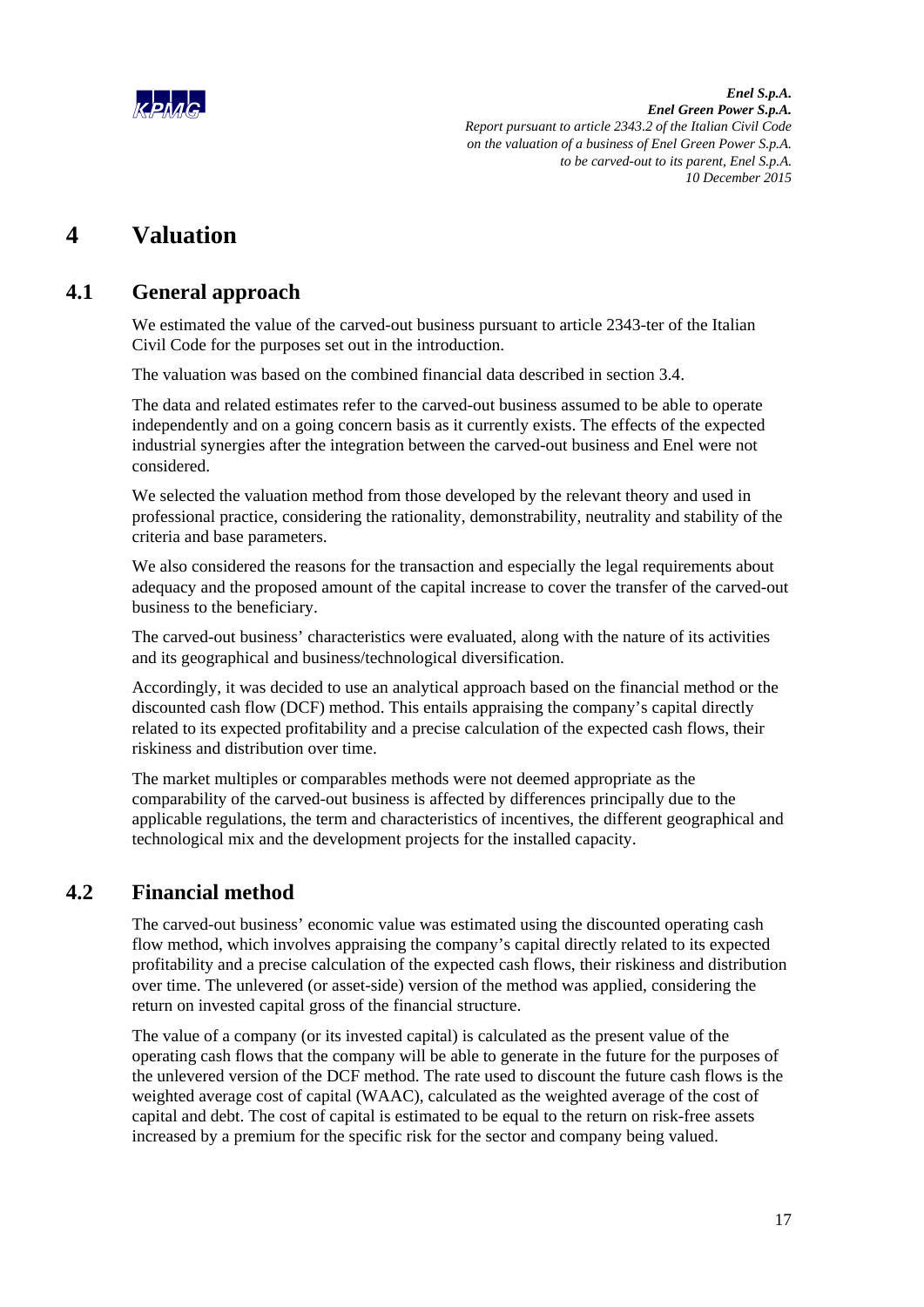# 4 Valuation

## 4.1 General approach

We estimated the value of the carved-out business pursuant to article 2343-ter of the Italian Civil Code for the purposes set out in the introduction.

The valuation was based on the combined financial data described in section 3.4.

The data and related estimates refer to the carved-out business assumed to be able to operate independently and on a going concern basis as it currently exists. The effects of the expected industrial synergies after the integration between the carved-out business and Enel were not considered.

We selected the valuation method from those developed by the relevant theory and used in professional practice, considering the rationality, demonstrability, neutrality and stability of the criteria and base parameters.

We also considered the reasons for the transaction and especially the legal requirements about adequacy and the proposed amount of the capital increase to cover the transfer of the carved-out business to the beneficiary.

The carved-out business' characteristics were evaluated, along with the nature of its activities and its geographical and business/technological diversification.

Accordingly, it was decided to use an analytical approach based on the financial method or the discounted cash flow (DCF) method. This entails appraising the company's capital directly related to its expected profitability and a precise calculation of the expected cash flows, their riskiness and distribution over time.

The market multiples or comparables methods were not deemed appropriate as the comparability of the carved-out business is affected by differences principally due to the applicable regulations, the term and characteristics of incentives, the different geographical and technological mix and the development projects for the installed capacity.

## 4.2 Financial method

The carved-out business' economic value was estimated using the discounted operating cash flow method, which involves appraising the company's capital directly related to its expected profitability and a precise calculation of the expected cash flows, their riskiness and distribution over time. The unlevered (or asset-side) version of the method was applied, considering the return on invested capital gross of the financial structure.

The value of a company (or its invested capital) is calculated as the present value of the operating cash flows that the company will be able to generate in the future for the purposes of the unlevered version of the DCF method. The rate used to discount the future cash flows is the weighted average cost of capital (WAAC), calculated as the weighted average of the cost of capital and debt. The cost of capital is estimated to be equal to the return on risk-free assets increased by a premium for the specific risk for the sector and company being valued.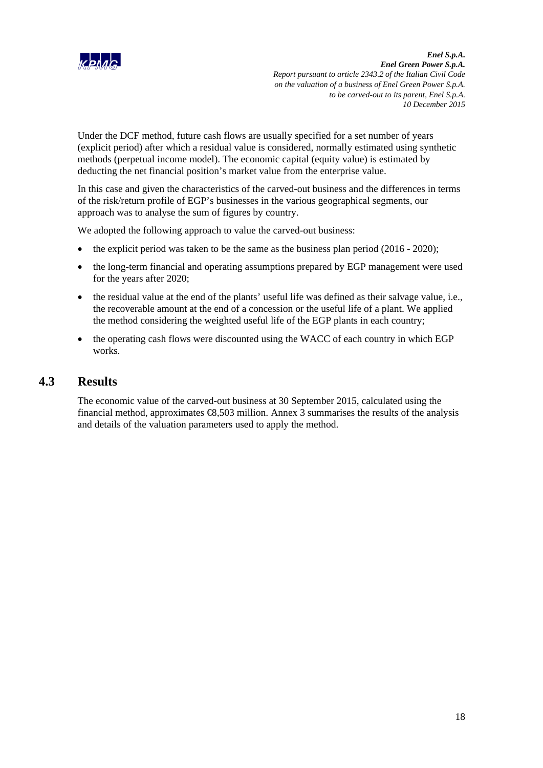Under the DCF method, future cash flows are usually specified for a set number of years (explicit period) after which a residual value is considered, normally estimated using synthetic methods (perpetual income model). The economic capital (equity value) is estimated by deducting the net financial position's market value from the enterprise value.

In this case and given the characteristics of the carved-out business and the differences in terms of the risk/return profile of EGP's businesses in the various geographical segments, our approach was to analyse the sum of figures by country.

We adopted the following approach to value the carved-out business:

- the explicit period was taken to be the same as the business plan period (2016 - 2020);
- the long-term financial and operating assumptions prepared by EGP management were used for the years after 2020;
- the residual value at the end of the plants' useful life was defined as their salvage value, i.e., the recoverable amount at the end of a concession or the useful life of a plant. We applied the method considering the weighted useful life of the EGP plants in each country;
- the operating cash flows were discounted using the WACC of each country in which EGP works.

## 4.3 Results

The economic value of the carved-out business at 30 September 2015, calculated using the financial method, approximates €8,503 million. Annex 3 summarises the results of the analysis and details of the valuation parameters used to apply the method.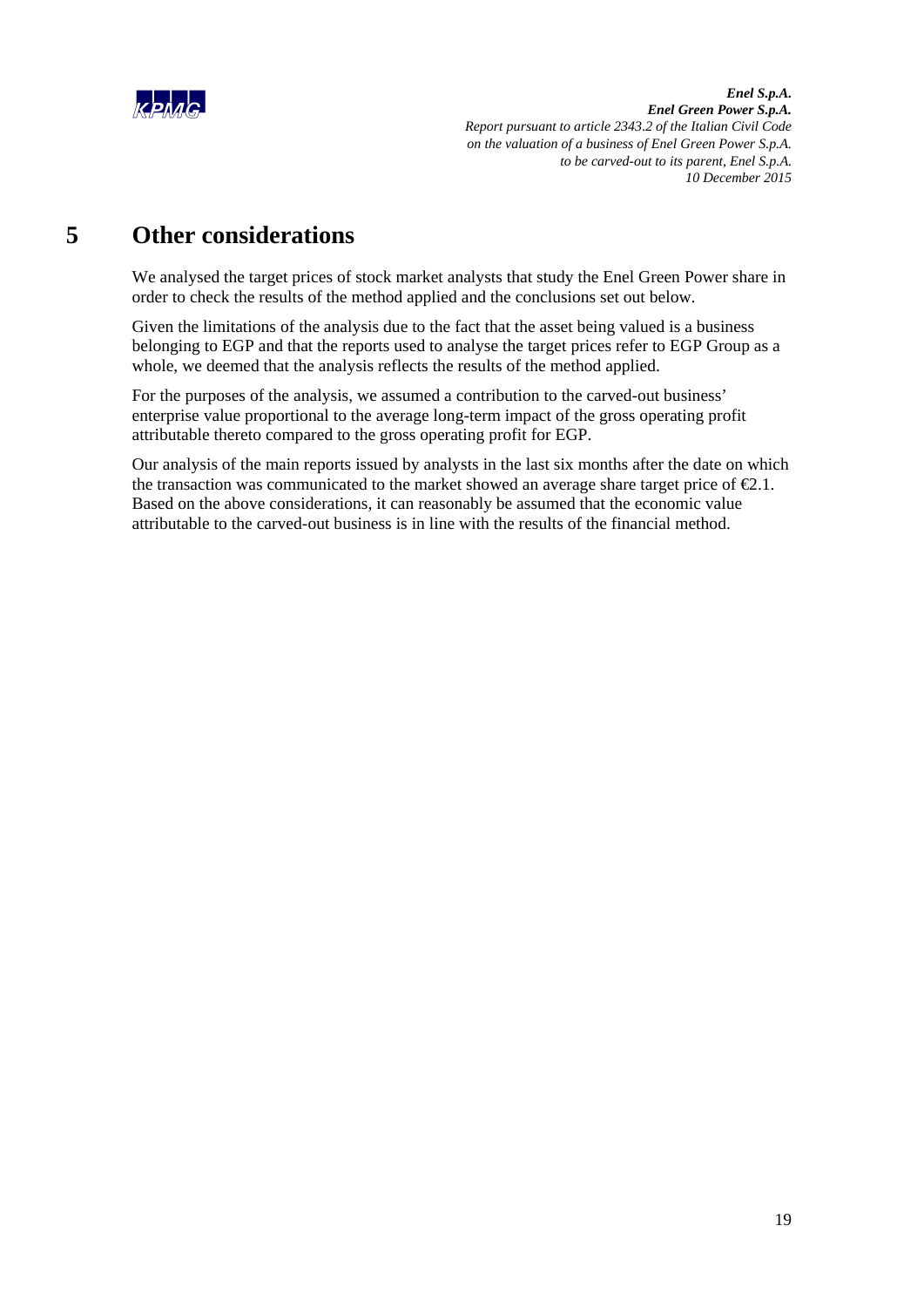# 5 Other considerations

We analysed the target prices of stock market analysts that study the Enel Green Power share in order to check the results of the method applied and the conclusions set out below.

Given the limitations of the analysis due to the fact that the asset being valued is a business belonging to EGP and that the reports used to analyse the target prices refer to EGP Group as a whole, we deemed that the analysis reflects the results of the method applied.

For the purposes of the analysis, we assumed a contribution to the carved-out business' enterprise value proportional to the average long-term impact of the gross operating profit attributable thereto compared to the gross operating profit for EGP.

Our analysis of the main reports issued by analysts in the last six months after the date on which the transaction was communicated to the market showed an average share target price of €2.1. Based on the above considerations, it can reasonably be assumed that the economic value attributable to the carved-out business is in line with the results of the financial method.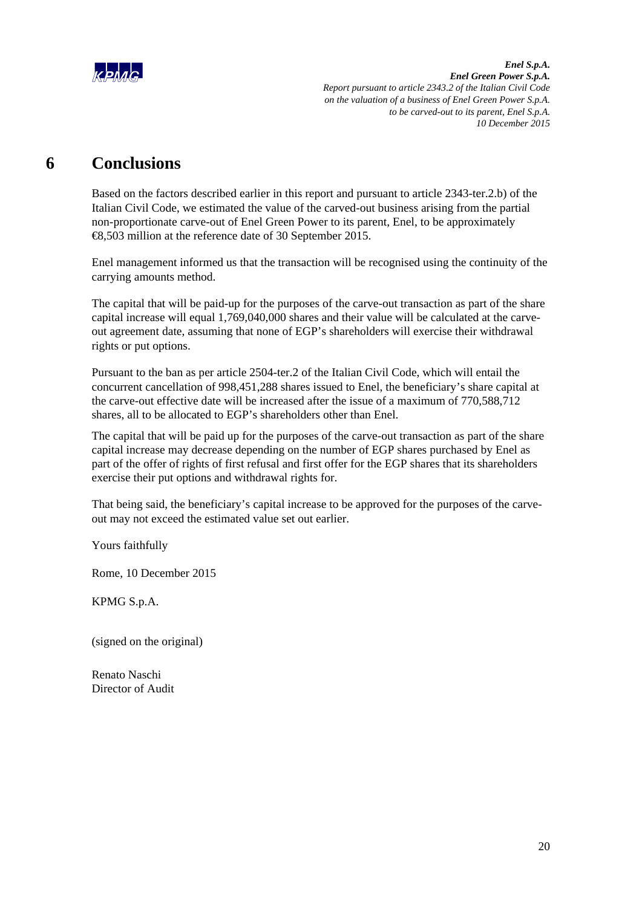# 6 Conclusions

Based on the factors described earlier in this report and pursuant to article 2343-ter.2.b) of the Italian Civil Code, we estimated the value of the carved-out business arising from the partial non-proportionate carve-out of Enel Green Power to its parent, Enel, to be approximately €8,503 million at the reference date of 30 September 2015.

Enel management informed us that the transaction will be recognised using the continuity of the carrying amounts method.

The capital that will be paid-up for the purposes of the carve-out transaction as part of the share capital increase will equal 1,769,040,000 shares and their value will be calculated at the carve-out agreement date, assuming that none of EGP's shareholders will exercise their withdrawal rights or put options.

Pursuant to the ban as per article 2504-ter.2 of the Italian Civil Code, which will entail the concurrent cancellation of 998,451,288 shares issued to Enel, the beneficiary's share capital at the carve-out effective date will be increased after the issue of a maximum of 770,588,712 shares, all to be allocated to EGP's shareholders other than Enel.

The capital that will be paid up for the purposes of the carve-out transaction as part of the share capital increase may decrease depending on the number of EGP shares purchased by Enel as part of the offer of rights of first refusal and first offer for the EGP shares that its shareholders exercise their put options and withdrawal rights for.

That being said, the beneficiary's capital increase to be approved for the purposes of the carve-out may not exceed the estimated value set out earlier.

Yours faithfully

Rome, 10 December 2015

KPMG S.p.A.

(signed on the original)

Renato Naschi
Director of Audit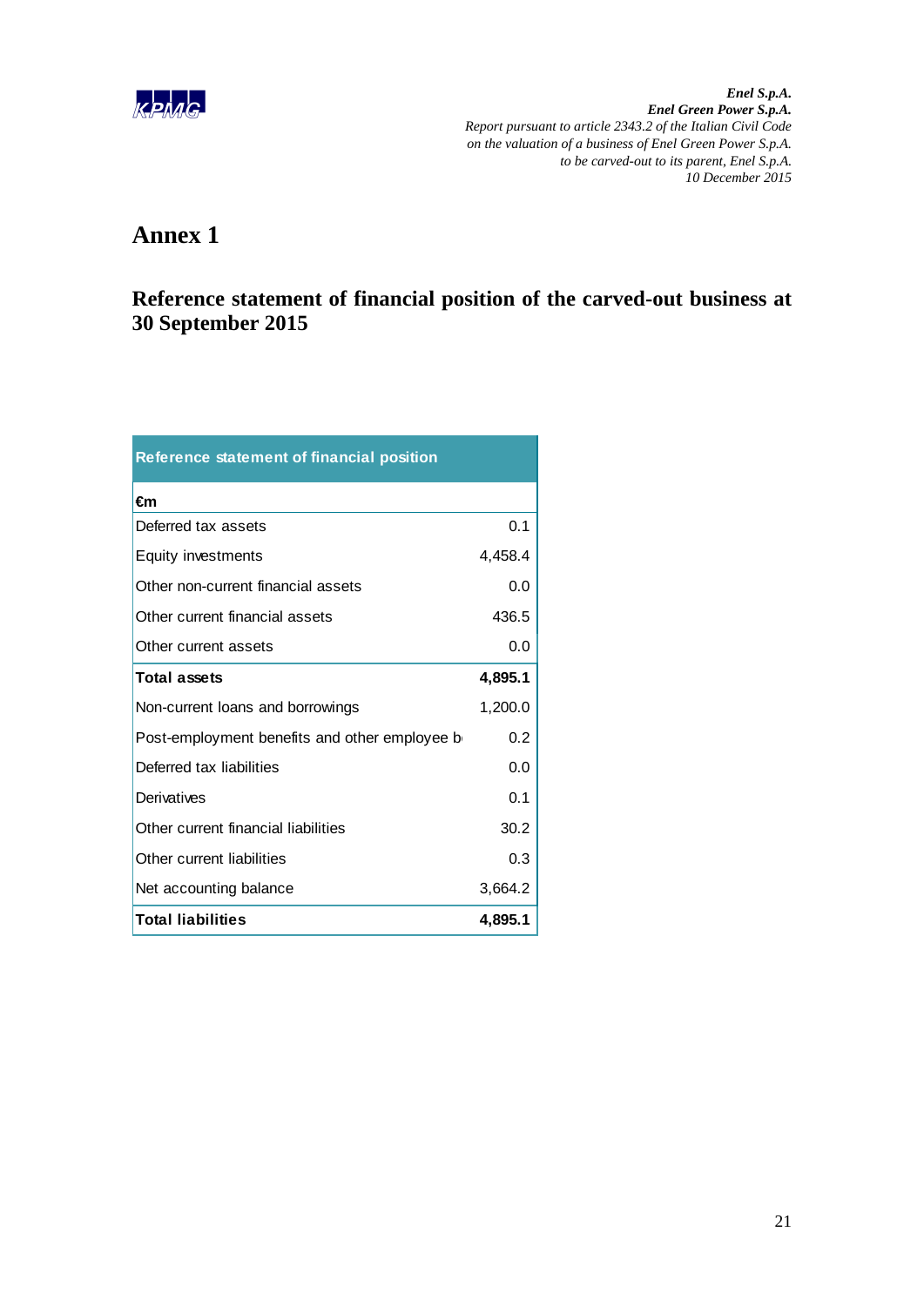# Annex 1

## Reference statement of financial position of the carved-out business at 30 September 2015

| Reference statement of financial position | |
|---|---|
| **€m** | |
| Deferred tax assets | 0.1 |
| Equity investments | 4,458.4 |
| Other non-current financial assets | 0.0 |
| Other current financial assets | 436.5 |
| Other current assets | 0.0 |
| **Total assets** | **4,895.1** |
| Non-current loans and borrowings | 1,200.0 |
| Post-employment benefits and other employee b | 0.2 |
| Deferred tax liabilities | 0.0 |
| Derivatives | 0.1 |
| Other current financial liabilities | 30.2 |
| Other current liabilities | 0.3 |
| Net accounting balance | 3,664.2 |
| **Total liabilities** | **4,895.1** |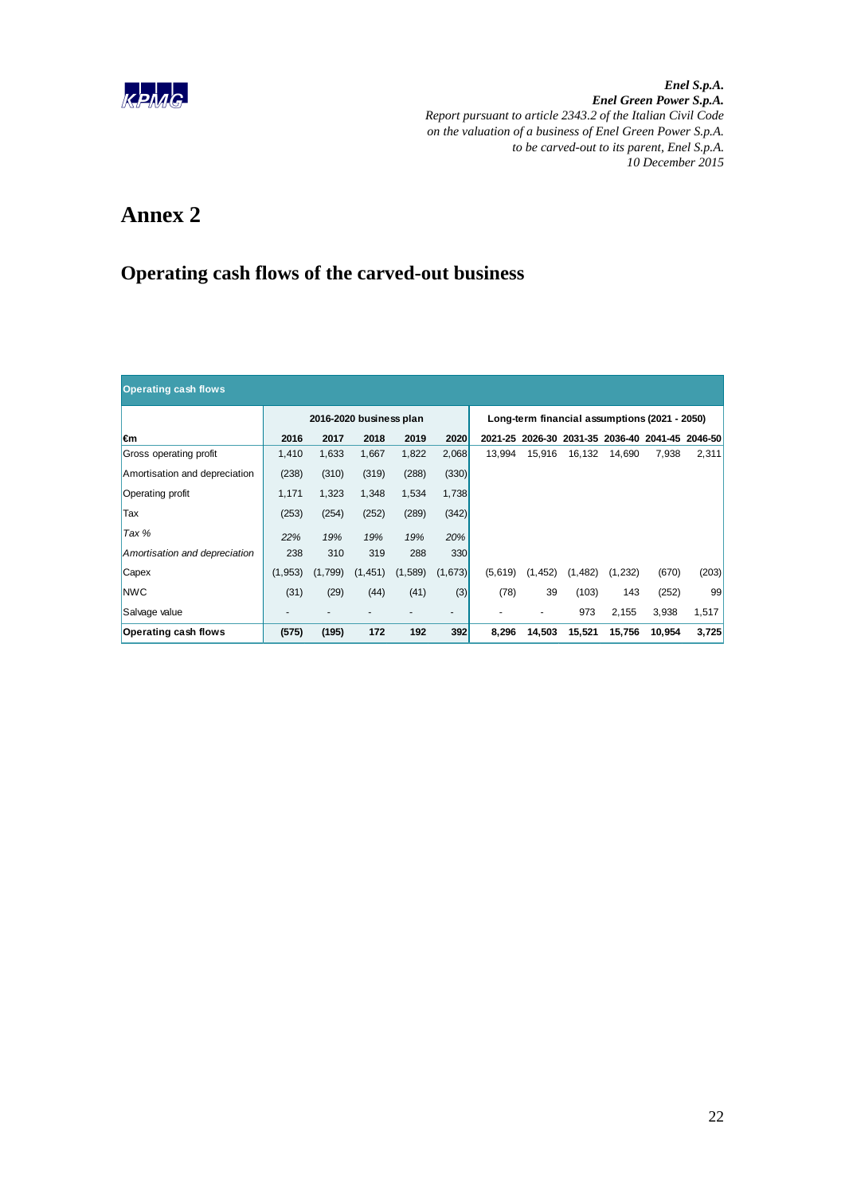# Annex 2

## Operating cash flows of the carved-out business

| Operating cash flows | | | | | | | | | | | |
|---|---|---|---|---|---|---|---|---|---|---|---|
| | 2016-2020 business plan | | | | | Long-term financial assumptions (2021 - 2050) | | | | | |
| €m | 2016 | 2017 | 2018 | 2019 | 2020 | 2021-25 | 2026-30 | 2031-35 | 2036-40 | 2041-45 | 2046-50 |
| Gross operating profit | 1,410 | 1,633 | 1,667 | 1,822 | 2,068 | 13,994 | 15,916 | 16,132 | 14,690 | 7,938 | 2,311 |
| Amortisation and depreciation | (238) | (310) | (319) | (288) | (330) | | | | | | |
| Operating profit | 1,171 | 1,323 | 1,348 | 1,534 | 1,738 | | | | | | |
| Tax | (253) | (254) | (252) | (289) | (342) | | | | | | |
| *Tax %* | *22%* | *19%* | *19%* | *19%* | *20%* | | | | | | |
| *Amortisation and depreciation* | 238 | 310 | 319 | 288 | 330 | | | | | | |
| Capex | (1,953) | (1,799) | (1,451) | (1,589) | (1,673) | (5,619) | (1,452) | (1,482) | (1,232) | (670) | (203) |
| NWC | (31) | (29) | (44) | (41) | (3) | (78) | 39 | (103) | 143 | (252) | 99 |
| Salvage value | - | - | - | - | - | - | - | 973 | 2,155 | 3,938 | 1,517 |
| **Operating cash flows** | **(575)** | **(195)** | **172** | **192** | **392** | **8,296** | **14,503** | **15,521** | **15,756** | **10,954** | **3,725** |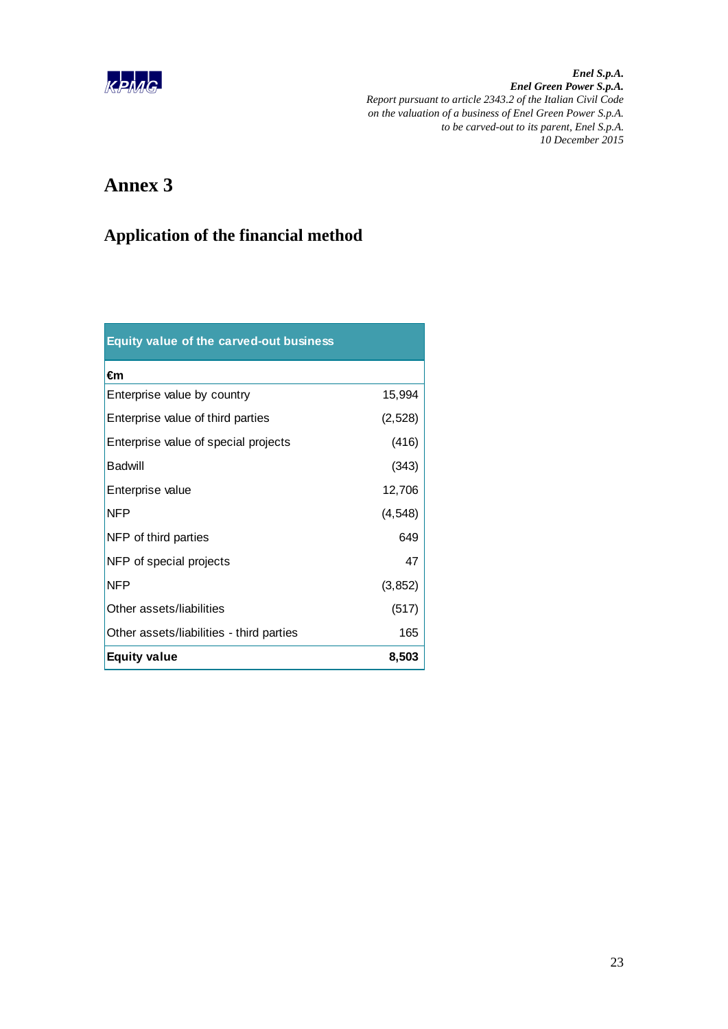# Annex 3

## Application of the financial method

| Equity value of the carved-out business | |
|---|---|
| **€m** | |
| Enterprise value by country | 15,994 |
| Enterprise value of third parties | (2,528) |
| Enterprise value of special projects | (416) |
| Badwill | (343) |
| Enterprise value | 12,706 |
| NFP | (4,548) |
| NFP of third parties | 649 |
| NFP of special projects | 47 |
| NFP | (3,852) |
| Other assets/liabilities | (517) |
| Other assets/liabilities - third parties | 165 |
| **Equity value** | **8,503** |